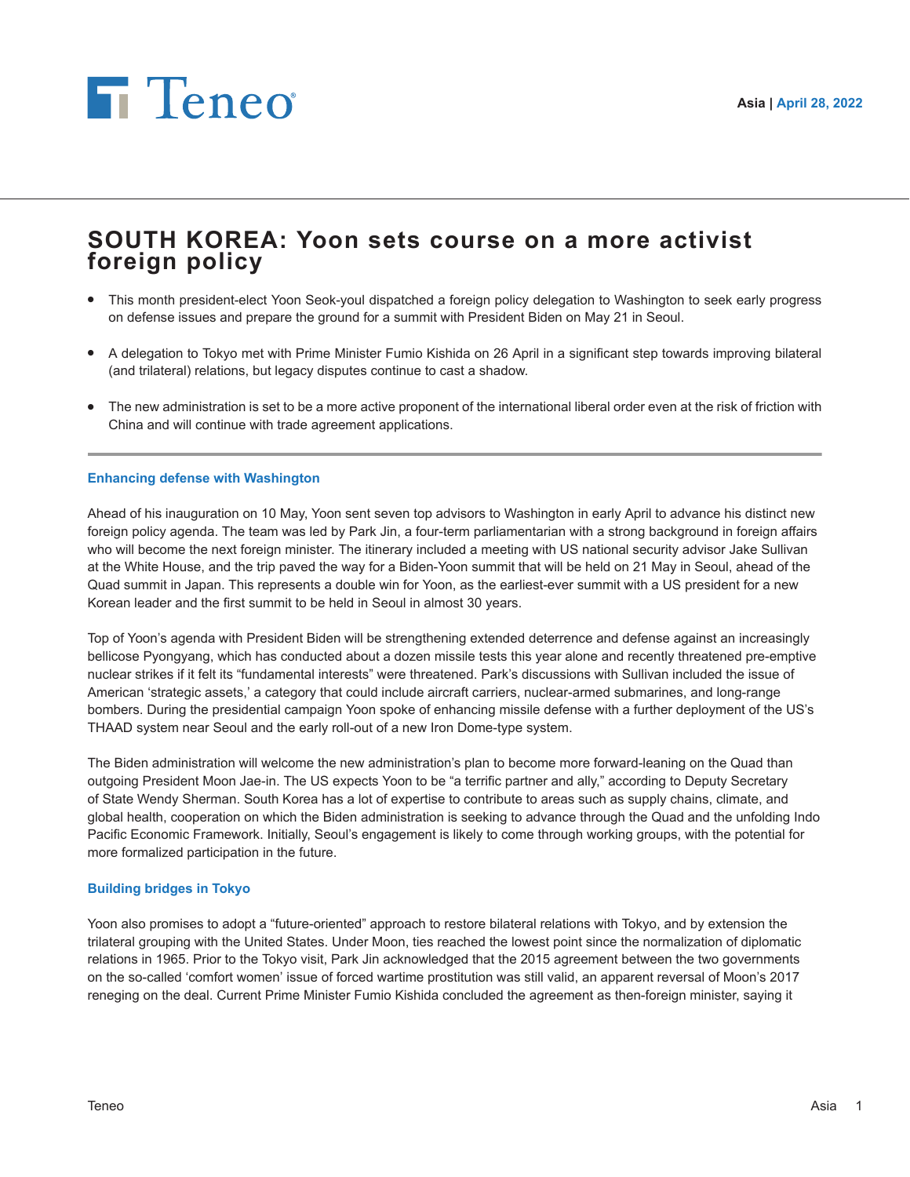Asia | April 28, 2022

# SOUTH KOREA: Yoon sets course on a more activist foreign policy

- This month president-elect Yoon Seok-youl dispatched a foreign policy delegation to Washington to seek early progress on defense issues and prepare the ground for a summit with President Biden on May 21 in Seoul.
- A delegation to Tokyo met with Prime Minister Fumio Kishida on 26 April in a significant step towards improving bilateral (and trilateral) relations, but legacy disputes continue to cast a shadow.
- The new administration is set to be a more active proponent of the international liberal order even at the risk of friction with China and will continue with trade agreement applications.

---

### Enhancing defense with Washington

Ahead of his inauguration on 10 May, Yoon sent seven top advisors to Washington in early April to advance his distinct new foreign policy agenda. The team was led by Park Jin, a four-term parliamentarian with a strong background in foreign affairs who will become the next foreign minister. The itinerary included a meeting with US national security advisor Jake Sullivan at the White House, and the trip paved the way for a Biden-Yoon summit that will be held on 21 May in Seoul, ahead of the Quad summit in Japan. This represents a double win for Yoon, as the earliest-ever summit with a US president for a new Korean leader and the first summit to be held in Seoul in almost 30 years.

Top of Yoon's agenda with President Biden will be strengthening extended deterrence and defense against an increasingly bellicose Pyongyang, which has conducted about a dozen missile tests this year alone and recently threatened pre-emptive nuclear strikes if it felt its "fundamental interests" were threatened. Park's discussions with Sullivan included the issue of American 'strategic assets,' a category that could include aircraft carriers, nuclear-armed submarines, and long-range bombers. During the presidential campaign Yoon spoke of enhancing missile defense with a further deployment of the US's THAAD system near Seoul and the early roll-out of a new Iron Dome-type system.

The Biden administration will welcome the new administration's plan to become more forward-leaning on the Quad than outgoing President Moon Jae-in. The US expects Yoon to be "a terrific partner and ally," according to Deputy Secretary of State Wendy Sherman. South Korea has a lot of expertise to contribute to areas such as supply chains, climate, and global health, cooperation on which the Biden administration is seeking to advance through the Quad and the unfolding Indo Pacific Economic Framework. Initially, Seoul's engagement is likely to come through working groups, with the potential for more formalized participation in the future.

### Building bridges in Tokyo

Yoon also promises to adopt a "future-oriented" approach to restore bilateral relations with Tokyo, and by extension the trilateral grouping with the United States. Under Moon, ties reached the lowest point since the normalization of diplomatic relations in 1965. Prior to the Tokyo visit, Park Jin acknowledged that the 2015 agreement between the two governments on the so-called 'comfort women' issue of forced wartime prostitution was still valid, an apparent reversal of Moon's 2017 reneging on the deal. Current Prime Minister Fumio Kishida concluded the agreement as then-foreign minister, saying it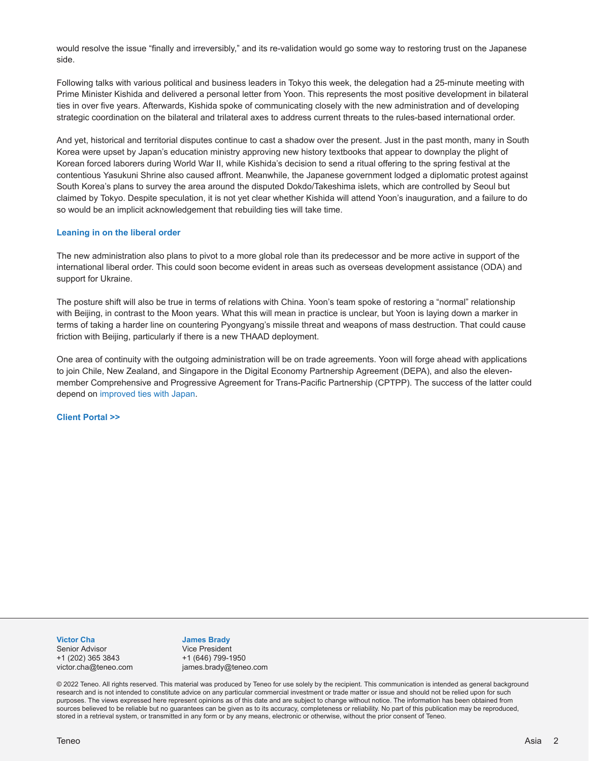would resolve the issue "finally and irreversibly," and its re-validation would go some way to restoring trust on the Japanese side.

Following talks with various political and business leaders in Tokyo this week, the delegation had a 25-minute meeting with Prime Minister Kishida and delivered a personal letter from Yoon. This represents the most positive development in bilateral ties in over five years. Afterwards, Kishida spoke of communicating closely with the new administration and of developing strategic coordination on the bilateral and trilateral axes to address current threats to the rules-based international order.

And yet, historical and territorial disputes continue to cast a shadow over the present. Just in the past month, many in South Korea were upset by Japan's education ministry approving new history textbooks that appear to downplay the plight of Korean forced laborers during World War II, while Kishida's decision to send a ritual offering to the spring festival at the contentious Yasukuni Shrine also caused affront. Meanwhile, the Japanese government lodged a diplomatic protest against South Korea's plans to survey the area around the disputed Dokdo/Takeshima islets, which are controlled by Seoul but claimed by Tokyo. Despite speculation, it is not yet clear whether Kishida will attend Yoon's inauguration, and a failure to do so would be an implicit acknowledgement that rebuilding ties will take time.

### Leaning in on the liberal order

The new administration also plans to pivot to a more global role than its predecessor and be more active in support of the international liberal order. This could soon become evident in areas such as overseas development assistance (ODA) and support for Ukraine.

The posture shift will also be true in terms of relations with China. Yoon's team spoke of restoring a "normal" relationship with Beijing, in contrast to the Moon years. What this will mean in practice is unclear, but Yoon is laying down a marker in terms of taking a harder line on countering Pyongyang's missile threat and weapons of mass destruction. That could cause friction with Beijing, particularly if there is a new THAAD deployment.

One area of continuity with the outgoing administration will be on trade agreements. Yoon will forge ahead with applications to join Chile, New Zealand, and Singapore in the Digital Economy Partnership Agreement (DEPA), and also the eleven-member Comprehensive and Progressive Agreement for Trans-Pacific Partnership (CPTPP). The success of the latter could depend on improved ties with Japan.

**Client Portal >>**

**Victor Cha**
Senior Advisor
+1 (202) 365 3843
victor.cha@teneo.com

**James Brady**
Vice President
+1 (646) 799-1950
james.brady@teneo.com

© 2022 Teneo. All rights reserved. This material was produced by Teneo for use solely by the recipient. This communication is intended as general background research and is not intended to constitute advice on any particular commercial investment or trade matter or issue and should not be relied upon for such purposes. The views expressed here represent opinions as of this date and are subject to change without notice. The information has been obtained from sources believed to be reliable but no guarantees can be given as to its accuracy, completeness or reliability. No part of this publication may be reproduced, stored in a retrieval system, or transmitted in any form or by any means, electronic or otherwise, without the prior consent of Teneo.